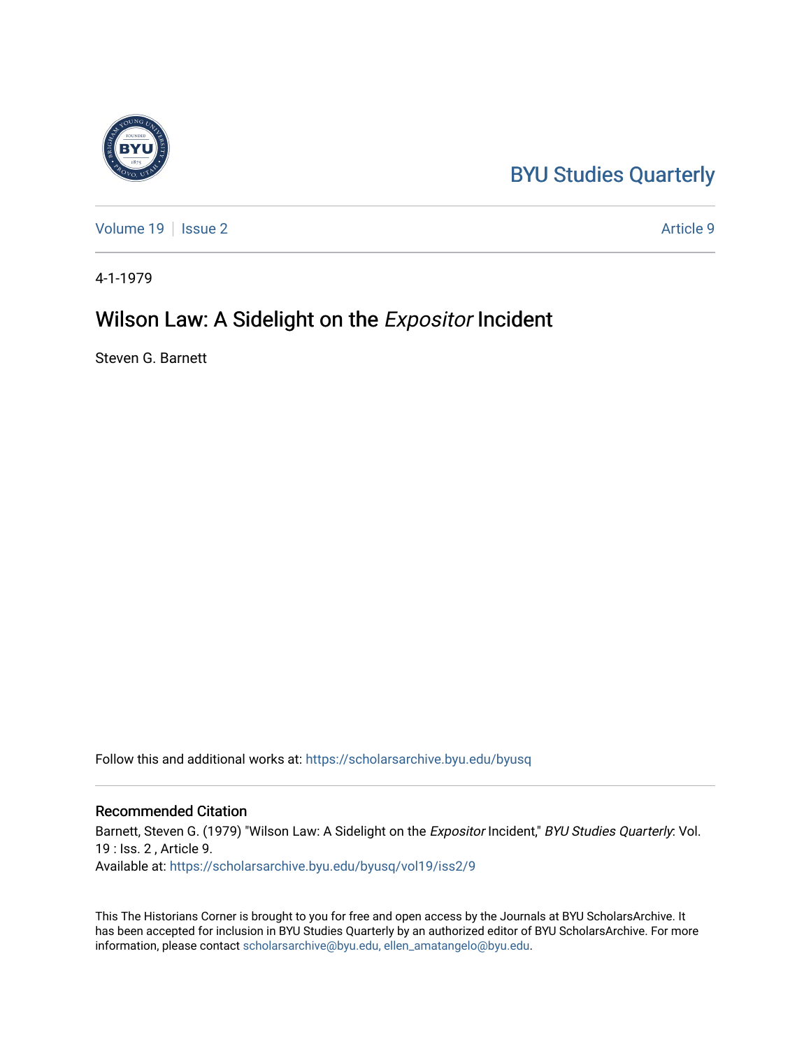BYU Studies Quarterly

Volume 19 | Issue 2 | Article 9

4-1-1979

# Wilson Law: A Sidelight on the *Expositor* Incident

Steven G. Barnett

Follow this and additional works at: https://scholarsarchive.byu.edu/byusq

## Recommended Citation

Barnett, Steven G. (1979) "Wilson Law: A Sidelight on the *Expositor* Incident," *BYU Studies Quarterly*: Vol. 19 : Iss. 2 , Article 9.
Available at: https://scholarsarchive.byu.edu/byusq/vol19/iss2/9

This The Historians Corner is brought to you for free and open access by the Journals at BYU ScholarsArchive. It has been accepted for inclusion in BYU Studies Quarterly by an authorized editor of BYU ScholarsArchive. For more information, please contact scholarsarchive@byu.edu, ellen_amatangelo@byu.edu.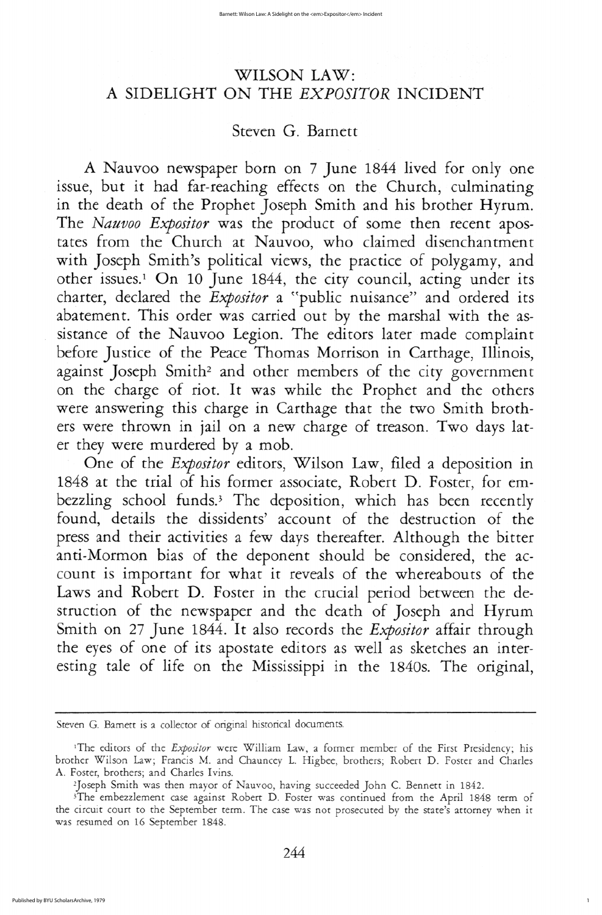# WILSON LAW: A SIDELIGHT ON THE *EXPOSITOR* INCIDENT

## Steven G. Barnett

A Nauvoo newspaper born on 7 June 1844 lived for only one issue, but it had far-reaching effects on the Church, culminating in the death of the Prophet Joseph Smith and his brother Hyrum. The *Nauvoo Expositor* was the product of some then recent apostates from the Church at Nauvoo, who claimed disenchantment with Joseph Smith's political views, the practice of polygamy, and other issues.[1] On 10 June 1844, the city council, acting under its charter, declared the *Expositor* a "public nuisance" and ordered its abatement. This order was carried out by the marshal with the assistance of the Nauvoo Legion. The editors later made complaint before Justice of the Peace Thomas Morrison in Carthage, Illinois, against Joseph Smith[2] and other members of the city government on the charge of riot. It was while the Prophet and the others were answering this charge in Carthage that the two Smith brothers were thrown in jail on a new charge of treason. Two days later they were murdered by a mob.

One of the *Expositor* editors, Wilson Law, filed a deposition in 1848 at the trial of his former associate, Robert D. Foster, for embezzling school funds.[3] The deposition, which has been recently found, details the dissidents' account of the destruction of the press and their activities a few days thereafter. Although the bitter anti-Mormon bias of the deponent should be considered, the account is important for what it reveals of the whereabouts of the Laws and Robert D. Foster in the crucial period between the destruction of the newspaper and the death of Joseph and Hyrum Smith on 27 June 1844. It also records the *Expositor* affair through the eyes of one of its apostate editors as well as sketches an interesting tale of life on the Mississippi in the 1840s. The original,

---

Steven G. Barnett is a collector of original historical documents.

[1] The editors of the *Expositor* were William Law, a former member of the First Presidency; his brother Wilson Law; Francis M. and Chauncey L. Higbee, brothers; Robert D. Foster and Charles A. Foster, brothers; and Charles Ivins.

[2] Joseph Smith was then mayor of Nauvoo, having succeeded John C. Bennett in 1842.

[3] The embezzlement case against Robert D. Foster was continued from the April 1848 term of the circuit court to the September term. The case was not prosecuted by the state's attorney when it was resumed on 16 September 1848.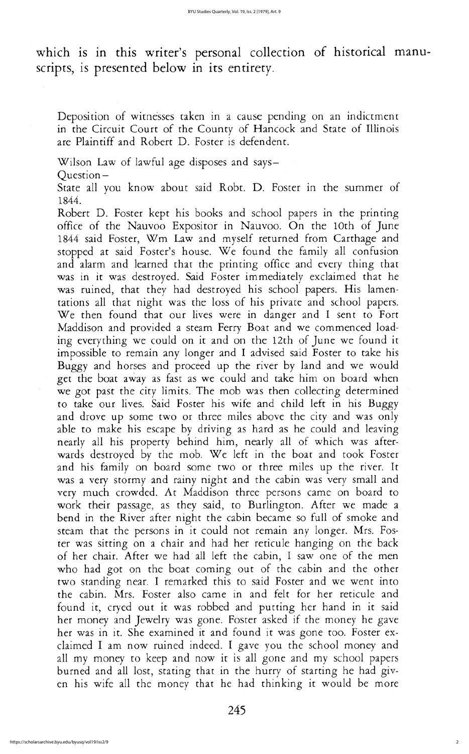which is in this writer's personal collection of historical manuscripts, is presented below in its entirety.

Deposition of witnesses taken in a cause pending on an indictment in the Circuit Court of the County of Hancock and State of Illinois are Plaintiff and Robert D. Foster is defendent.

Wilson Law of lawful age disposes and says–
Question–
State all you know about said Robt. D. Foster in the summer of 1844.
Robert D. Foster kept his books and school papers in the printing office of the Nauvoo Expositor in Nauvoo. On the 10th of June 1844 said Foster, Wm Law and myself returned from Carthage and stopped at said Foster's house. We found the family all confusion and alarm and learned that the printing office and every thing that was in it was destroyed. Said Foster immediately exclaimed that he was ruined, that they had destroyed his school papers. His lamentations all that night was the loss of his private and school papers. We then found that our lives were in danger and I sent to Fort Maddison and provided a steam Ferry Boat and we commenced loading everything we could on it and on the 12th of June we found it impossible to remain any longer and I advised said Foster to take his Buggy and horses and proceed up the river by land and we would get the boat away as fast as we could and take him on board when we got past the city limits. The mob was then collecting determined to take our lives. Said Foster his wife and child left in his Buggy and drove up some two or three miles above the city and was only able to make his escape by driving as hard as he could and leaving nearly all his property behind him, nearly all of which was afterwards destroyed by the mob. We left in the boat and took Foster and his family on board some two or three miles up the river. It was a very stormy and rainy night and the cabin was very small and very much crowded. At Maddison three persons came on board to work their passage, as they said, to Burlington. After we made a bend in the River after night the cabin became so full of smoke and steam that the persons in it could not remain any longer. Mrs. Foster was sitting on a chair and had her reticule hanging on the back of her chair. After we had all left the cabin, I saw one of the men who had got on the boat coming out of the cabin and the other two standing near. I remarked this to said Foster and we went into the cabin. Mrs. Foster also came in and felt for her reticule and found it, cryed out it was robbed and putting her hand in it said her money and Jewelry was gone. Foster asked if the money he gave her was in it. She examined it and found it was gone too. Foster exclaimed I am now ruined indeed. I gave you the school money and all my money to keep and now it is all gone and my school papers burned and all lost, stating that in the hurry of starting he had given his wife all the money that he had thinking it would be more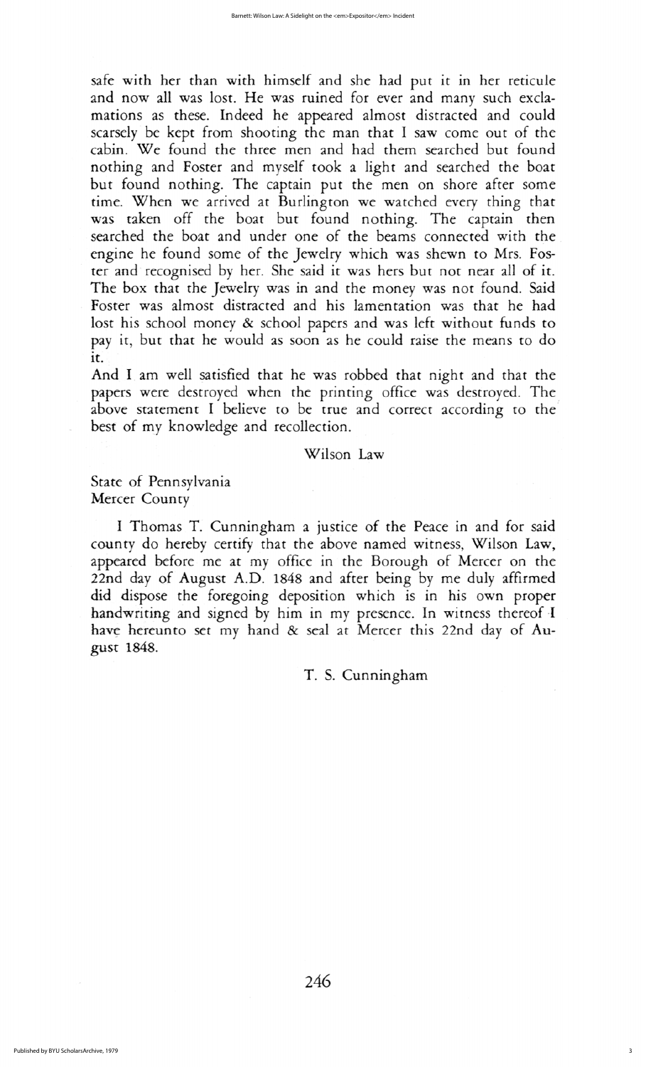safe with her than with himself and she had put it in her reticule and now all was lost. He was ruined for ever and many such exclamations as these. Indeed he appeared almost distracted and could scarsely be kept from shooting the man that I saw come out of the cabin. We found the three men and had them searched but found nothing and Foster and myself took a light and searched the boat but found nothing. The captain put the men on shore after some time. When we arrived at Burlington we watched every thing that was taken off the boat but found nothing. The captain then searched the boat and under one of the beams connected with the engine he found some of the Jewelry which was shewn to Mrs. Foster and recognised by her. She said it was hers but not near all of it. The box that the Jewelry was in and the money was not found. Said Foster was almost distracted and his lamentation was that he had lost his school money & school papers and was left without funds to pay it, but that he would as soon as he could raise the means to do it.

And I am well satisfied that he was robbed that night and that the papers were destroyed when the printing office was destroyed. The above statement I believe to be true and correct according to the best of my knowledge and recollection.

Wilson Law

State of Pennsylvania
Mercer County

I Thomas T. Cunningham a justice of the Peace in and for said county do hereby certify that the above named witness, Wilson Law, appeared before me at my office in the Borough of Mercer on the 22nd day of August A.D. 1848 and after being by me duly affirmed did dispose the foregoing deposition which is in his own proper handwriting and signed by him in my presence. In witness thereof I have hereunto set my hand & seal at Mercer this 22nd day of August 1848.

T. S. Cunningham